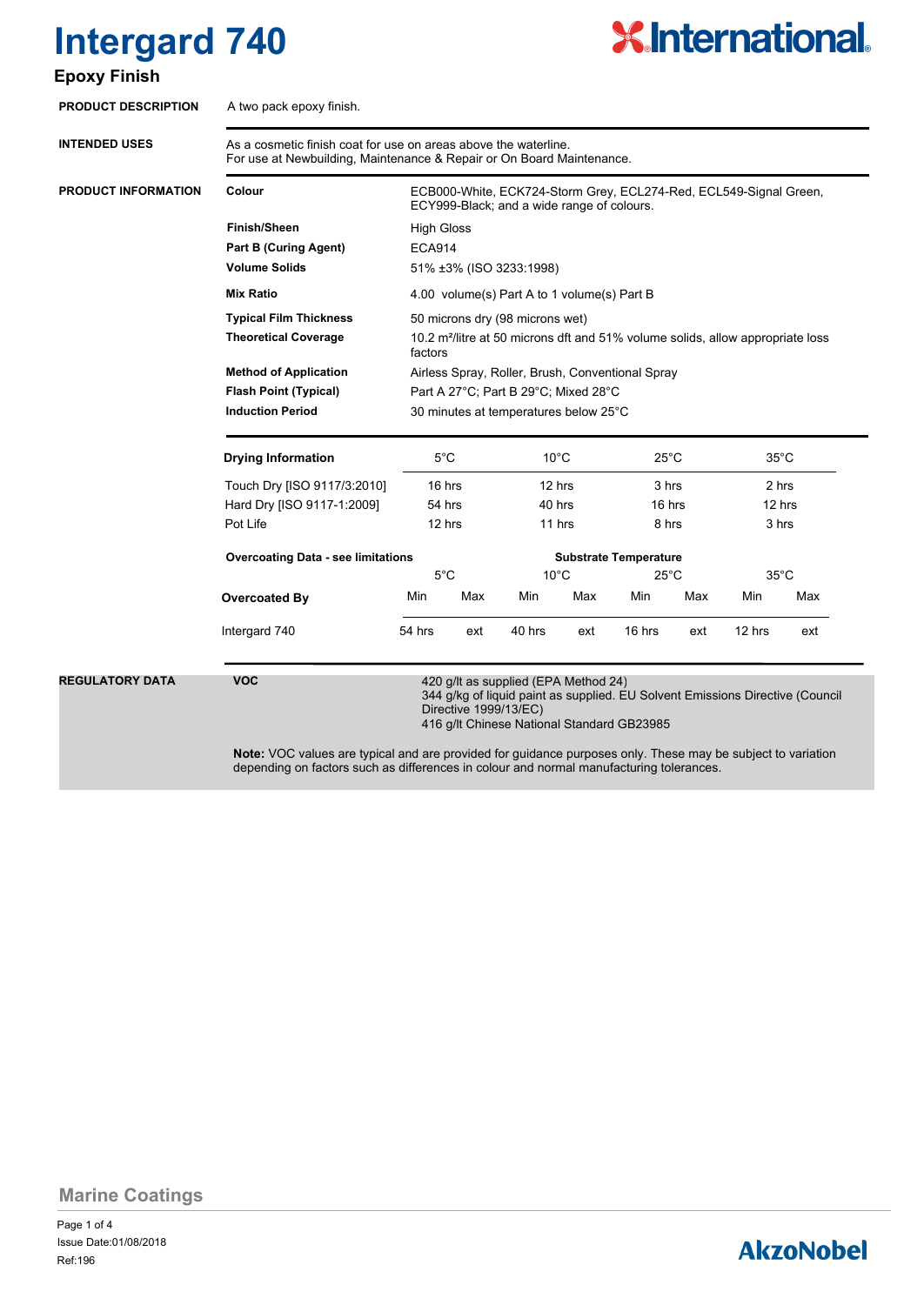# Intergard 740

## Epoxy Finish

**PRODUCT DESCRIPTION**

A two pack epoxy finish.

**INTENDED USES**

As a cosmetic finish coat for use on areas above the waterline.
For use at Newbuilding, Maintenance & Repair or On Board Maintenance.

**PRODUCT INFORMATION**

| | |
|---|---|
| **Colour** | ECB000-White, ECK724-Storm Grey, ECL274-Red, ECL549-Signal Green, ECY999-Black; and a wide range of colours. |
| **Finish/Sheen** | High Gloss |
| **Part B (Curing Agent)** | ECA914 |
| **Volume Solids** | 51% ±3% (ISO 3233:1998) |
| **Mix Ratio** | 4.00 volume(s) Part A to 1 volume(s) Part B |
| **Typical Film Thickness** | 50 microns dry (98 microns wet) |
| **Theoretical Coverage** | 10.2 m²/litre at 50 microns dft and 51% volume solids, allow appropriate loss factors |
| **Method of Application** | Airless Spray, Roller, Brush, Conventional Spray |
| **Flash Point (Typical)** | Part A 27°C; Part B 29°C; Mixed 28°C |
| **Induction Period** | 30 minutes at temperatures below 25°C |

| **Drying Information** | 5°C | 10°C | 25°C | 35°C |
|---|---|---|---|---|
| Touch Dry [ISO 9117/3:2010] | 16 hrs | 12 hrs | 3 hrs | 2 hrs |
| Hard Dry [ISO 9117-1:2009] | 54 hrs | 40 hrs | 16 hrs | 12 hrs |
| Pot Life | 12 hrs | 11 hrs | 8 hrs | 3 hrs |

| **Overcoating Data - see limitations** | **Substrate Temperature** | | | | | | | |
|---|---|---|---|---|---|---|---|---|
| | 5°C | | 10°C | | 25°C | | 35°C | |
| **Overcoated By** | Min | Max | Min | Max | Min | Max | Min | Max |
| Intergard 740 | 54 hrs | ext | 40 hrs | ext | 16 hrs | ext | 12 hrs | ext |

**REGULATORY DATA**

**VOC**

420 g/lt as supplied (EPA Method 24)
344 g/kg of liquid paint as supplied. EU Solvent Emissions Directive (Council Directive 1999/13/EC)
416 g/lt Chinese National Standard GB23985

**Note:** VOC values are typical and are provided for guidance purposes only. These may be subject to variation depending on factors such as differences in colour and normal manufacturing tolerances.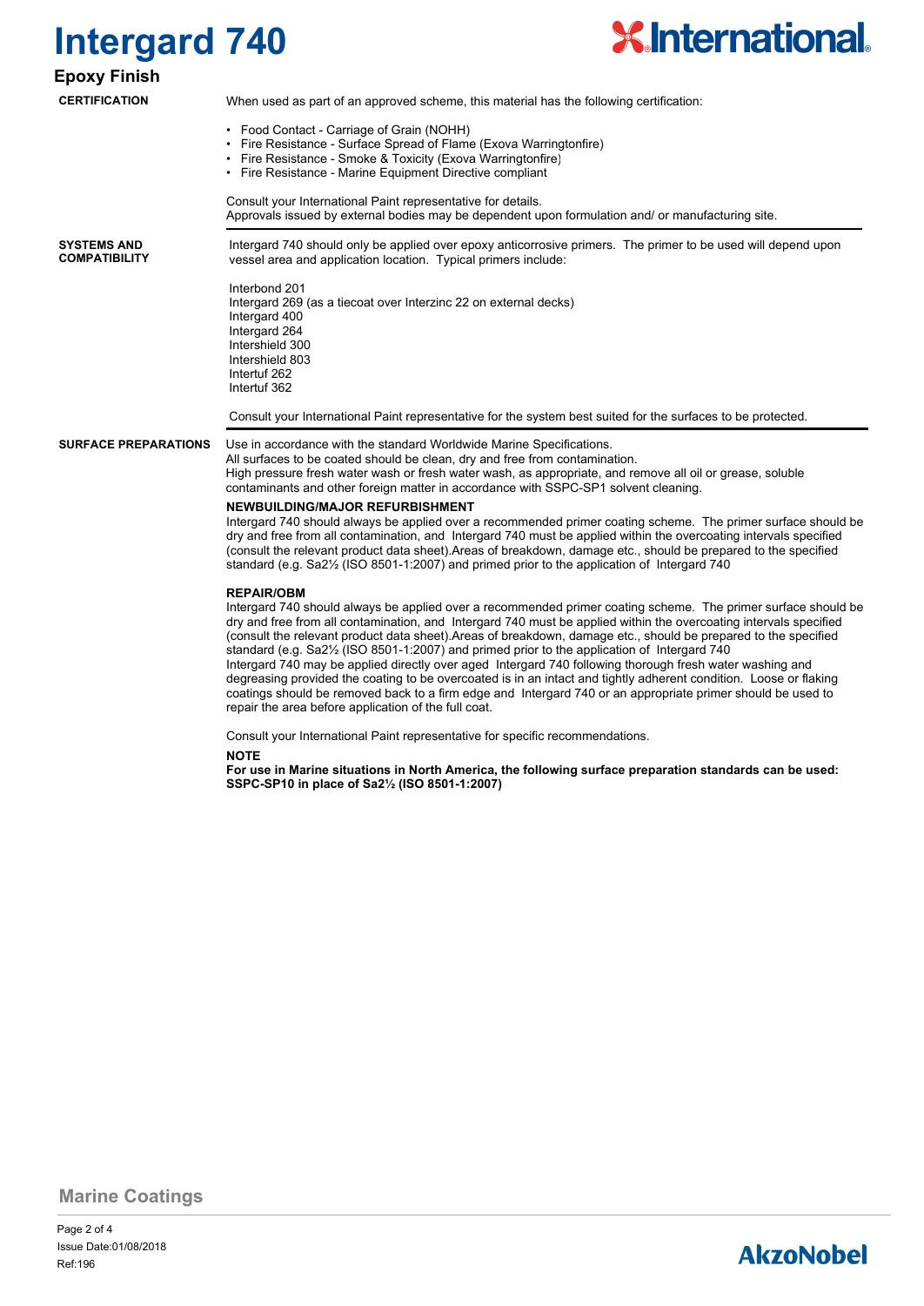# Intergard 740

## Epoxy Finish

### CERTIFICATION

When used as part of an approved scheme, this material has the following certification:

- Food Contact - Carriage of Grain (NOHH)
- Fire Resistance - Surface Spread of Flame (Exova Warringtonfire)
- Fire Resistance - Smoke & Toxicity (Exova Warringtonfire)
- Fire Resistance - Marine Equipment Directive compliant

Consult your International Paint representative for details.
Approvals issued by external bodies may be dependent upon formulation and/ or manufacturing site.

### SYSTEMS AND COMPATIBILITY

Intergard 740 should only be applied over epoxy anticorrosive primers. The primer to be used will depend upon vessel area and application location. Typical primers include:

Interbond 201
Intergard 269 (as a tiecoat over Interzinc 22 on external decks)
Intergard 400
Intergard 264
Intershield 300
Intershield 803
Intertuf 262
Intertuf 362

Consult your International Paint representative for the system best suited for the surfaces to be protected.

### SURFACE PREPARATIONS

Use in accordance with the standard Worldwide Marine Specifications.
All surfaces to be coated should be clean, dry and free from contamination.
High pressure fresh water wash or fresh water wash, as appropriate, and remove all oil or grease, soluble contaminants and other foreign matter in accordance with SSPC-SP1 solvent cleaning.

**NEWBUILDING/MAJOR REFURBISHMENT**

Intergard 740 should always be applied over a recommended primer coating scheme. The primer surface should be dry and free from all contamination, and Intergard 740 must be applied within the overcoating intervals specified (consult the relevant product data sheet).Areas of breakdown, damage etc., should be prepared to the specified standard (e.g. Sa2½ (ISO 8501-1:2007) and primed prior to the application of Intergard 740

**REPAIR/OBM**

Intergard 740 should always be applied over a recommended primer coating scheme. The primer surface should be dry and free from all contamination, and Intergard 740 must be applied within the overcoating intervals specified (consult the relevant product data sheet).Areas of breakdown, damage etc., should be prepared to the specified standard (e.g. Sa2½ (ISO 8501-1:2007) and primed prior to the application of Intergard 740
Intergard 740 may be applied directly over aged Intergard 740 following thorough fresh water washing and degreasing provided the coating to be overcoated is in an intact and tightly adherent condition. Loose or flaking coatings should be removed back to a firm edge and Intergard 740 or an appropriate primer should be used to repair the area before application of the full coat.

Consult your International Paint representative for specific recommendations.

**NOTE**

**For use in Marine situations in North America, the following surface preparation standards can be used: SSPC-SP10 in place of Sa2½ (ISO 8501-1:2007)**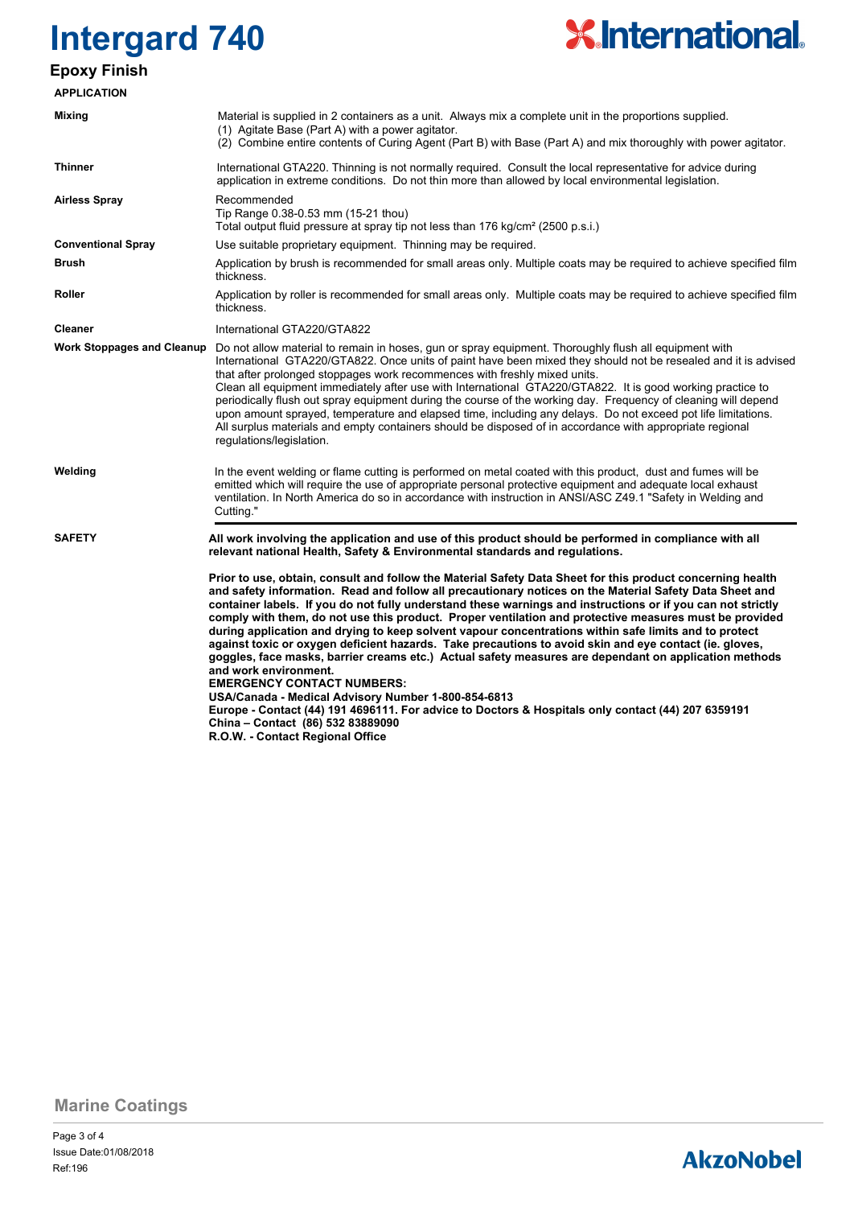# Intergard 740

## Epoxy Finish

### APPLICATION

| | |
|---|---|
| **Mixing** | Material is supplied in 2 containers as a unit. Always mix a complete unit in the proportions supplied.<br>(1) Agitate Base (Part A) with a power agitator.<br>(2) Combine entire contents of Curing Agent (Part B) with Base (Part A) and mix thoroughly with power agitator. |
| **Thinner** | International GTA220. Thinning is not normally required. Consult the local representative for advice during application in extreme conditions. Do not thin more than allowed by local environmental legislation. |
| **Airless Spray** | Recommended<br>Tip Range 0.38-0.53 mm (15-21 thou)<br>Total output fluid pressure at spray tip not less than 176 kg/cm² (2500 p.s.i.) |
| **Conventional Spray** | Use suitable proprietary equipment. Thinning may be required. |
| **Brush** | Application by brush is recommended for small areas only. Multiple coats may be required to achieve specified film thickness. |
| **Roller** | Application by roller is recommended for small areas only. Multiple coats may be required to achieve specified film thickness. |
| **Cleaner** | International GTA220/GTA822 |
| **Work Stoppages and Cleanup** | Do not allow material to remain in hoses, gun or spray equipment. Thoroughly flush all equipment with International GTA220/GTA822. Once units of paint have been mixed they should not be resealed and it is advised that after prolonged stoppages work recommences with freshly mixed units.<br>Clean all equipment immediately after use with International GTA220/GTA822. It is good working practice to periodically flush out spray equipment during the course of the working day. Frequency of cleaning will depend upon amount sprayed, temperature and elapsed time, including any delays. Do not exceed pot life limitations.<br>All surplus materials and empty containers should be disposed of in accordance with appropriate regional regulations/legislation. |
| **Welding** | In the event welding or flame cutting is performed on metal coated with this product, dust and fumes will be emitted which will require the use of appropriate personal protective equipment and adequate local exhaust ventilation. In North America do so in accordance with instruction in ANSI/ASC Z49.1 "Safety in Welding and Cutting." |

### SAFETY

**All work involving the application and use of this product should be performed in compliance with all relevant national Health, Safety & Environmental standards and regulations.**

**Prior to use, obtain, consult and follow the Material Safety Data Sheet for this product concerning health and safety information. Read and follow all precautionary notices on the Material Safety Data Sheet and container labels. If you do not fully understand these warnings and instructions or if you can not strictly comply with them, do not use this product. Proper ventilation and protective measures must be provided during application and drying to keep solvent vapour concentrations within safe limits and to protect against toxic or oxygen deficient hazards. Take precautions to avoid skin and eye contact (ie. gloves, goggles, face masks, barrier creams etc.) Actual safety measures are dependant on application methods and work environment.**

**EMERGENCY CONTACT NUMBERS:**
**USA/Canada - Medical Advisory Number 1-800-854-6813**
**Europe - Contact (44) 191 4696111. For advice to Doctors & Hospitals only contact (44) 207 6359191**
**China – Contact (86) 532 83889090**
**R.O.W. - Contact Regional Office**

Marine Coatings

Issue Date:01/08/2018
Ref:196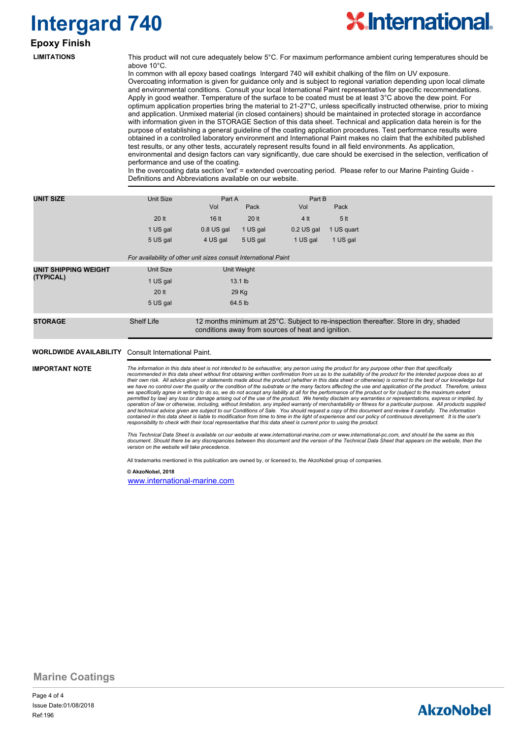# Intergard 740

## Epoxy Finish

**LIMITATIONS**

This product will not cure adequately below 5°C. For maximum performance ambient curing temperatures should be above 10°C.

In common with all epoxy based coatings Intergard 740 will exhibit chalking of the film on UV exposure.

Overcoating information is given for guidance only and is subject to regional variation depending upon local climate and environmental conditions. Consult your local International Paint representative for specific recommendations. Apply in good weather. Temperature of the surface to be coated must be at least 3°C above the dew point. For optimum application properties bring the material to 21-27°C, unless specifically instructed otherwise, prior to mixing and application. Unmixed material (in closed containers) should be maintained in protected storage in accordance with information given in the STORAGE Section of this data sheet. Technical and application data herein is for the purpose of establishing a general guideline of the coating application procedures. Test performance results were obtained in a controlled laboratory environment and International Paint makes no claim that the exhibited published test results, or any other tests, accurately represent results found in all field environments. As application, environmental and design factors can vary significantly, due care should be exercised in the selection, verification of performance and use of the coating.

In the overcoating data section 'ext' = extended overcoating period. Please refer to our Marine Painting Guide - Definitions and Abbreviations available on our website.

**UNIT SIZE**

| Unit Size | Part A | | Part B | |
|---|---|---|---|---|
| | Vol | Pack | Vol | Pack |
| 20 lt | 16 lt | 20 lt | 4 lt | 5 lt |
| 1 US gal | 0.8 US gal | 1 US gal | 0.2 US gal | 1 US quart |
| 5 US gal | 4 US gal | 5 US gal | 1 US gal | 1 US gal |

*For availability of other unit sizes consult International Paint*

**UNIT SHIPPING WEIGHT (TYPICAL)**

| Unit Size | Unit Weight |
|---|---|
| 1 US gal | 13.1 lb |
| 20 lt | 29 Kg |
| 5 US gal | 64.5 lb |

**STORAGE**

Shelf Life: 12 months minimum at 25°C. Subject to re-inspection thereafter. Store in dry, shaded conditions away from sources of heat and ignition.

**WORLDWIDE AVAILABILITY**

Consult International Paint.

**IMPORTANT NOTE**

*The information in this data sheet is not intended to be exhaustive; any person using the product for any purpose other than that specifically recommended in this data sheet without first obtaining written confirmation from us as to the suitability of the product for the intended purpose does so at their own risk. All advice given or statements made about the product (whether in this data sheet or otherwise) is correct to the best of our knowledge but we have no control over the quality or the condition of the substrate or the many factors affecting the use and application of the product. Therefore, unless we specifically agree in writing to do so, we do not accept any liability at all for the performance of the product or for (subject to the maximum extent permitted by law) any loss or damage arising out of the use of the product. We hereby disclaim any warranties or representations, express or implied, by operation of law or otherwise, including, without limitation, any implied warranty of merchantability or fitness for a particular purpose. All products supplied and technical advice given are subject to our Conditions of Sale. You should request a copy of this document and review it carefully. The information contained in this data sheet is liable to modification from time to time in the light of experience and our policy of continuous development. It is the user's responsibility to check with their local representative that this data sheet is current prior to using the product.*

*This Technical Data Sheet is available on our website at www.international-marine.com or www.international-pc.com, and should be the same as this document. Should there be any discrepancies between this document and the version of the Technical Data Sheet that appears on the website, then the version on the website will take precedence.*

All trademarks mentioned in this publication are owned by, or licensed to, the AkzoNobel group of companies.

**© AkzoNobel, 2018**

www.international-marine.com

Marine Coatings

Issue Date:01/08/2018
Ref:196